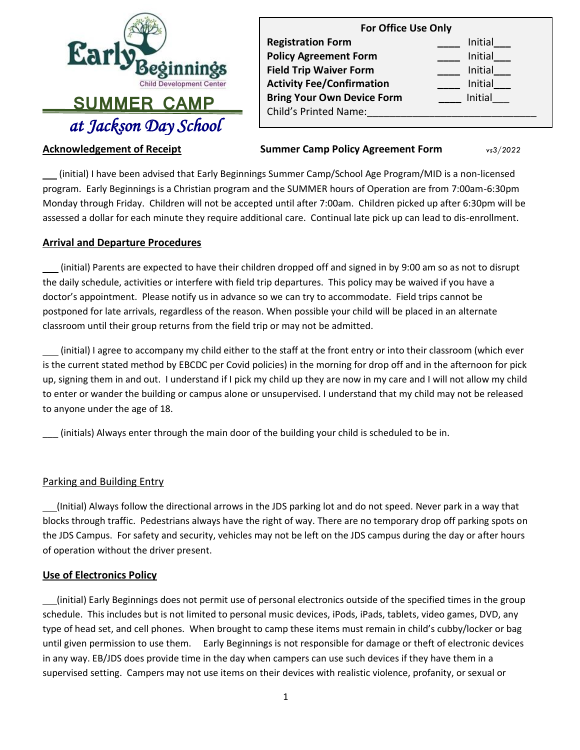# Early Beginnings Child Development Center

## SUMMER CAMP

*at Jackson Day School*

| For Office Use Only | | |
|---|---|---|
| **Registration Form** | ____ | Initial___ |
| **Policy Agreement Form** | ____ | Initial___ |
| **Field Trip Waiver Form** | ____ | Initial___ |
| **Activity Fee/Confirmation** | ____ | Initial___ |
| **Bring Your Own Device Form** | ____ | Initial___ |
| Child's Printed Name:_____________________________ | | |

**Acknowledgement of Receipt** **Summer Camp Policy Agreement Form** *vs3/2022*

___ (initial) I have been advised that Early Beginnings Summer Camp/School Age Program/MID is a non-licensed program. Early Beginnings is a Christian program and the SUMMER hours of Operation are from 7:00am-6:30pm Monday through Friday. Children will not be accepted until after 7:00am. Children picked up after 6:30pm will be assessed a dollar for each minute they require additional care. Continual late pick up can lead to dis-enrollment.

**Arrival and Departure Procedures**

___ (initial) Parents are expected to have their children dropped off and signed in by 9:00 am so as not to disrupt the daily schedule, activities or interfere with field trip departures. This policy may be waived if you have a doctor's appointment. Please notify us in advance so we can try to accommodate. Field trips cannot be postponed for late arrivals, regardless of the reason. When possible your child will be placed in an alternate classroom until their group returns from the field trip or may not be admitted.

___ (initial) I agree to accompany my child either to the staff at the front entry or into their classroom (which ever is the current stated method by EBCDC per Covid policies) in the morning for drop off and in the afternoon for pick up, signing them in and out. I understand if I pick my child up they are now in my care and I will not allow my child to enter or wander the building or campus alone or unsupervised. I understand that my child may not be released to anyone under the age of 18.

___ (initials) Always enter through the main door of the building your child is scheduled to be in.

Parking and Building Entry

___(Initial) Always follow the directional arrows in the JDS parking lot and do not speed. Never park in a way that blocks through traffic. Pedestrians always have the right of way. There are no temporary drop off parking spots on the JDS Campus. For safety and security, vehicles may not be left on the JDS campus during the day or after hours of operation without the driver present.

**Use of Electronics Policy**

___(initial) Early Beginnings does not permit use of personal electronics outside of the specified times in the group schedule. This includes but is not limited to personal music devices, iPods, iPads, tablets, video games, DVD, any type of head set, and cell phones. When brought to camp these items must remain in child's cubby/locker or bag until given permission to use them. Early Beginnings is not responsible for damage or theft of electronic devices in any way. EB/JDS does provide time in the day when campers can use such devices if they have them in a supervised setting. Campers may not use items on their devices with realistic violence, profanity, or sexual or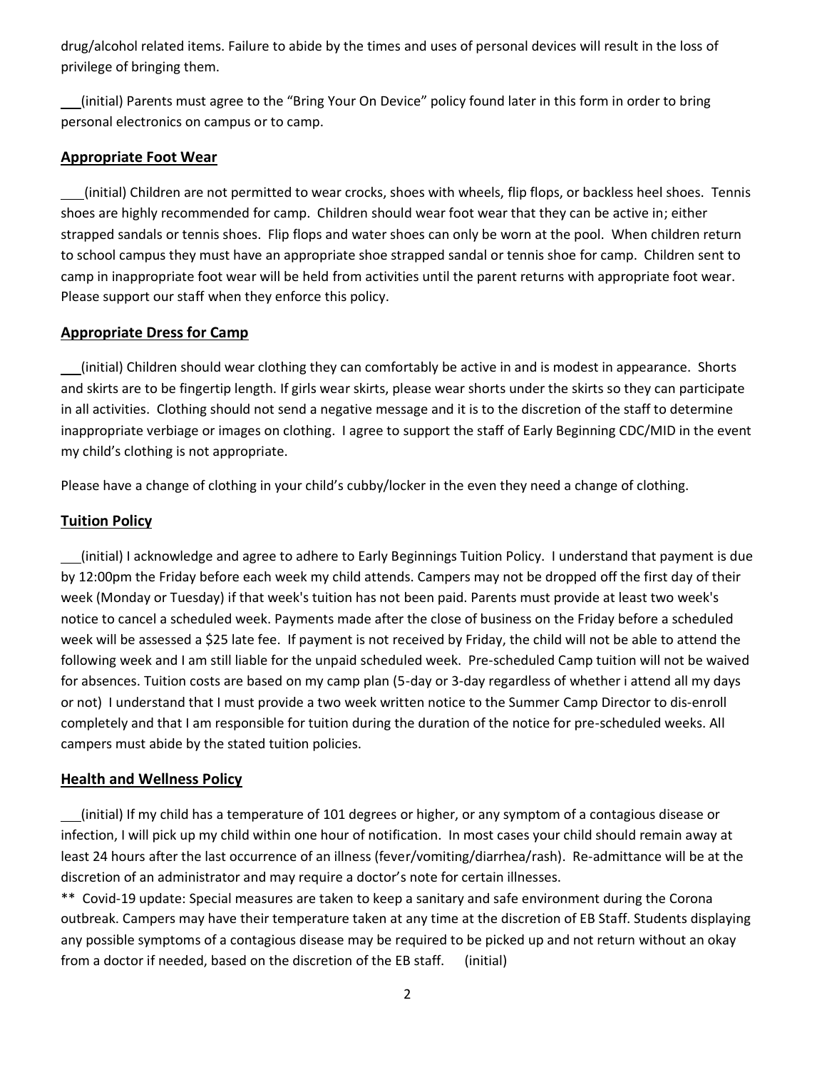drug/alcohol related items. Failure to abide by the times and uses of personal devices will result in the loss of privilege of bringing them.

___(initial) Parents must agree to the "Bring Your On Device" policy found later in this form in order to bring personal electronics on campus or to camp.

## Appropriate Foot Wear

___(initial) Children are not permitted to wear crocks, shoes with wheels, flip flops, or backless heel shoes. Tennis shoes are highly recommended for camp. Children should wear foot wear that they can be active in; either strapped sandals or tennis shoes. Flip flops and water shoes can only be worn at the pool. When children return to school campus they must have an appropriate shoe strapped sandal or tennis shoe for camp. Children sent to camp in inappropriate foot wear will be held from activities until the parent returns with appropriate foot wear. Please support our staff when they enforce this policy.

## Appropriate Dress for Camp

___(initial) Children should wear clothing they can comfortably be active in and is modest in appearance. Shorts and skirts are to be fingertip length. If girls wear skirts, please wear shorts under the skirts so they can participate in all activities. Clothing should not send a negative message and it is to the discretion of the staff to determine inappropriate verbiage or images on clothing. I agree to support the staff of Early Beginning CDC/MID in the event my child's clothing is not appropriate.

Please have a change of clothing in your child's cubby/locker in the even they need a change of clothing.

## Tuition Policy

___(initial) I acknowledge and agree to adhere to Early Beginnings Tuition Policy. I understand that payment is due by 12:00pm the Friday before each week my child attends. Campers may not be dropped off the first day of their week (Monday or Tuesday) if that week's tuition has not been paid. Parents must provide at least two week's notice to cancel a scheduled week. Payments made after the close of business on the Friday before a scheduled week will be assessed a $25 late fee. If payment is not received by Friday, the child will not be able to attend the following week and I am still liable for the unpaid scheduled week. Pre-scheduled Camp tuition will not be waived for absences. Tuition costs are based on my camp plan (5-day or 3-day regardless of whether i attend all my days or not) I understand that I must provide a two week written notice to the Summer Camp Director to dis-enroll completely and that I am responsible for tuition during the duration of the notice for pre-scheduled weeks. All campers must abide by the stated tuition policies.

## Health and Wellness Policy

___(initial) If my child has a temperature of 101 degrees or higher, or any symptom of a contagious disease or infection, I will pick up my child within one hour of notification. In most cases your child should remain away at least 24 hours after the last occurrence of an illness (fever/vomiting/diarrhea/rash). Re-admittance will be at the discretion of an administrator and may require a doctor's note for certain illnesses.

** Covid-19 update: Special measures are taken to keep a sanitary and safe environment during the Corona outbreak. Campers may have their temperature taken at any time at the discretion of EB Staff. Students displaying any possible symptoms of a contagious disease may be required to be picked up and not return without an okay from a doctor if needed, based on the discretion of the EB staff. (initial)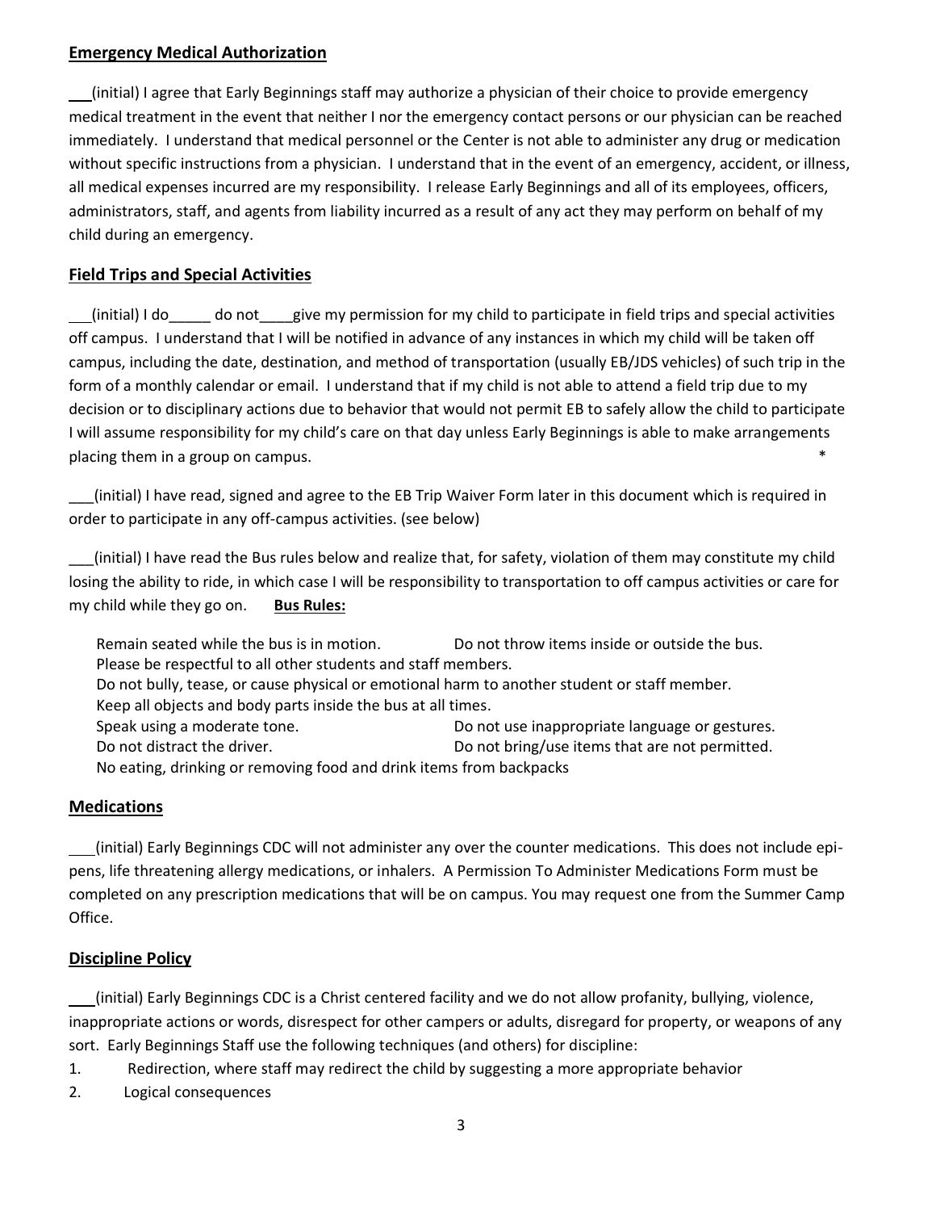## Emergency Medical Authorization

___(initial) I agree that Early Beginnings staff may authorize a physician of their choice to provide emergency medical treatment in the event that neither I nor the emergency contact persons or our physician can be reached immediately. I understand that medical personnel or the Center is not able to administer any drug or medication without specific instructions from a physician. I understand that in the event of an emergency, accident, or illness, all medical expenses incurred are my responsibility. I release Early Beginnings and all of its employees, officers, administrators, staff, and agents from liability incurred as a result of any act they may perform on behalf of my child during an emergency.

## Field Trips and Special Activities

___(initial) I do_____ do not____give my permission for my child to participate in field trips and special activities off campus. I understand that I will be notified in advance of any instances in which my child will be taken off campus, including the date, destination, and method of transportation (usually EB/JDS vehicles) of such trip in the form of a monthly calendar or email. I understand that if my child is not able to attend a field trip due to my decision or to disciplinary actions due to behavior that would not permit EB to safely allow the child to participate I will assume responsibility for my child's care on that day unless Early Beginnings is able to make arrangements placing them in a group on campus. *

___(initial) I have read, signed and agree to the EB Trip Waiver Form later in this document which is required in order to participate in any off-campus activities. (see below)

___(initial) I have read the Bus rules below and realize that, for safety, violation of them may constitute my child losing the ability to ride, in which case I will be responsibility to transportation to off campus activities or care for my child while they go on. **Bus Rules:**

Remain seated while the bus is in motion. Do not throw items inside or outside the bus.
Please be respectful to all other students and staff members.
Do not bully, tease, or cause physical or emotional harm to another student or staff member.
Keep all objects and body parts inside the bus at all times.
Speak using a moderate tone. Do not use inappropriate language or gestures.
Do not distract the driver. Do not bring/use items that are not permitted.
No eating, drinking or removing food and drink items from backpacks

## Medications

___(initial) Early Beginnings CDC will not administer any over the counter medications. This does not include epi-pens, life threatening allergy medications, or inhalers. A Permission To Administer Medications Form must be completed on any prescription medications that will be on campus. You may request one from the Summer Camp Office.

## Discipline Policy

___(initial) Early Beginnings CDC is a Christ centered facility and we do not allow profanity, bullying, violence, inappropriate actions or words, disrespect for other campers or adults, disregard for property, or weapons of any sort. Early Beginnings Staff use the following techniques (and others) for discipline:

1. Redirection, where staff may redirect the child by suggesting a more appropriate behavior
2. Logical consequences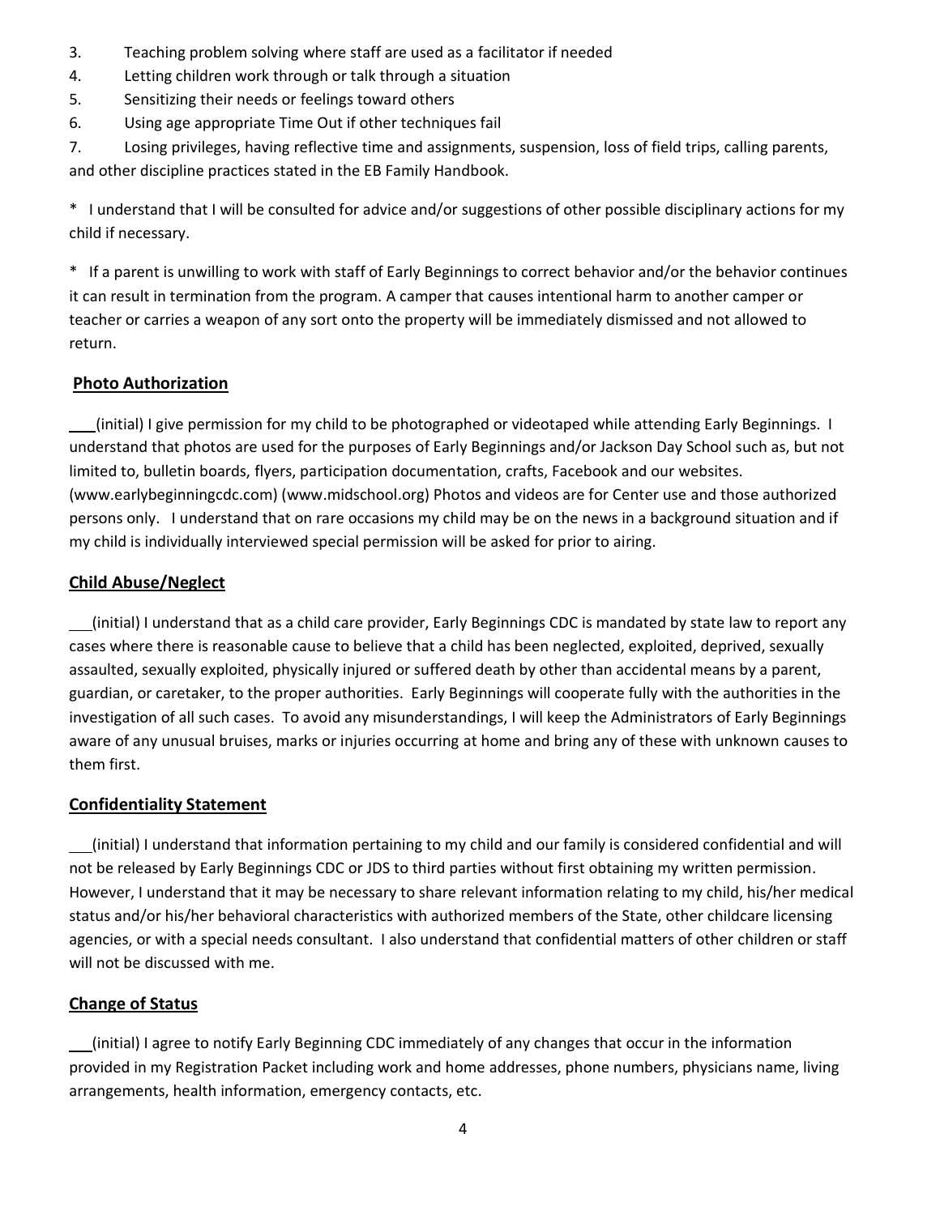3. Teaching problem solving where staff are used as a facilitator if needed
4. Letting children work through or talk through a situation
5. Sensitizing their needs or feelings toward others
6. Using age appropriate Time Out if other techniques fail
7. Losing privileges, having reflective time and assignments, suspension, loss of field trips, calling parents, and other discipline practices stated in the EB Family Handbook.

\* I understand that I will be consulted for advice and/or suggestions of other possible disciplinary actions for my child if necessary.

\* If a parent is unwilling to work with staff of Early Beginnings to correct behavior and/or the behavior continues it can result in termination from the program. A camper that causes intentional harm to another camper or teacher or carries a weapon of any sort onto the property will be immediately dismissed and not allowed to return.

## Photo Authorization

___(initial) I give permission for my child to be photographed or videotaped while attending Early Beginnings. I understand that photos are used for the purposes of Early Beginnings and/or Jackson Day School such as, but not limited to, bulletin boards, flyers, participation documentation, crafts, Facebook and our websites. (www.earlybeginningcdc.com) (www.midschool.org) Photos and videos are for Center use and those authorized persons only. I understand that on rare occasions my child may be on the news in a background situation and if my child is individually interviewed special permission will be asked for prior to airing.

## Child Abuse/Neglect

___(initial) I understand that as a child care provider, Early Beginnings CDC is mandated by state law to report any cases where there is reasonable cause to believe that a child has been neglected, exploited, deprived, sexually assaulted, sexually exploited, physically injured or suffered death by other than accidental means by a parent, guardian, or caretaker, to the proper authorities. Early Beginnings will cooperate fully with the authorities in the investigation of all such cases. To avoid any misunderstandings, I will keep the Administrators of Early Beginnings aware of any unusual bruises, marks or injuries occurring at home and bring any of these with unknown causes to them first.

## Confidentiality Statement

___(initial) I understand that information pertaining to my child and our family is considered confidential and will not be released by Early Beginnings CDC or JDS to third parties without first obtaining my written permission. However, I understand that it may be necessary to share relevant information relating to my child, his/her medical status and/or his/her behavioral characteristics with authorized members of the State, other childcare licensing agencies, or with a special needs consultant. I also understand that confidential matters of other children or staff will not be discussed with me.

## Change of Status

___(initial) I agree to notify Early Beginning CDC immediately of any changes that occur in the information provided in my Registration Packet including work and home addresses, phone numbers, physicians name, living arrangements, health information, emergency contacts, etc.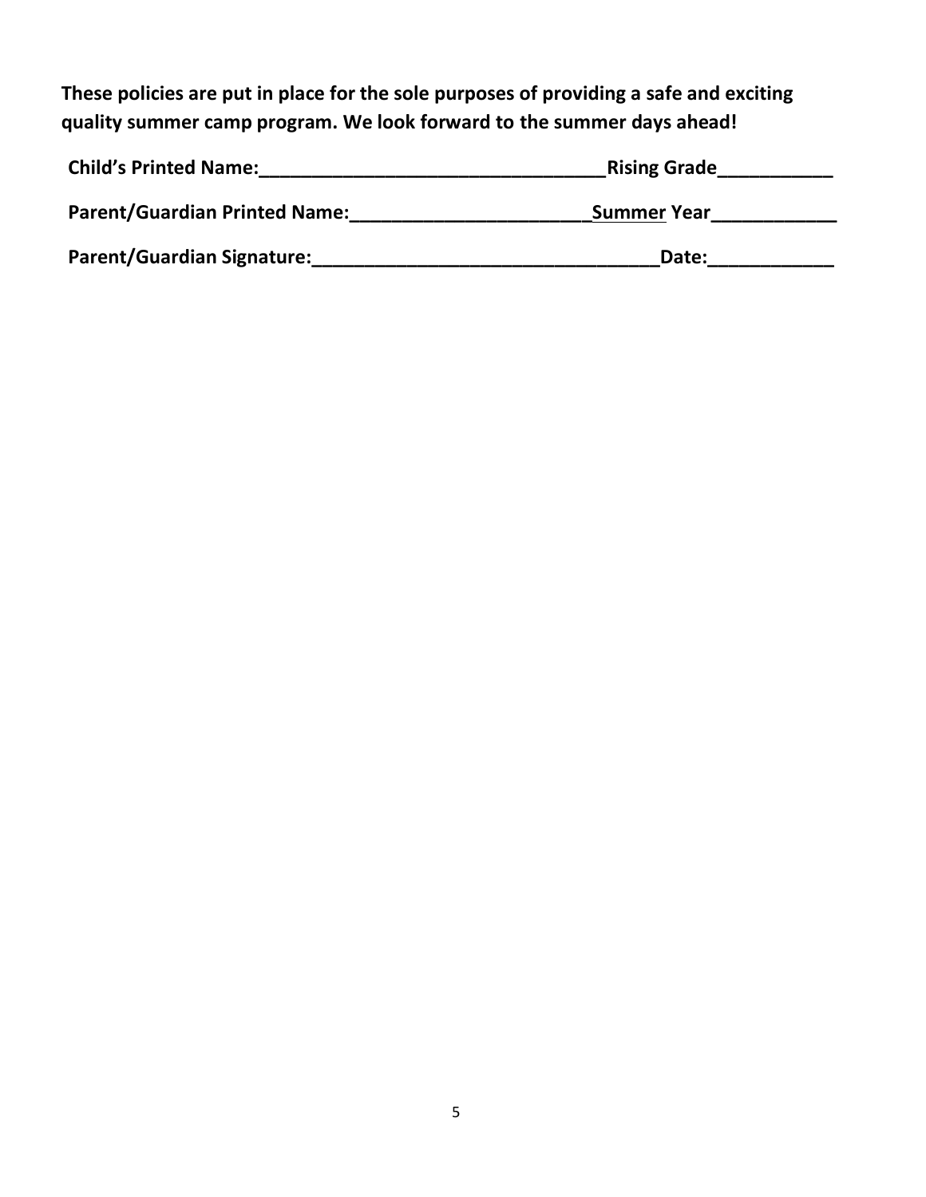**These policies are put in place for the sole purposes of providing a safe and exciting quality summer camp program. We look forward to the summer days ahead!**

**Child's Printed Name:_________________________________Rising Grade___________**

**Parent/Guardian Printed Name:______________________Summer Year____________**

**Parent/Guardian Signature:________________________________Date:____________**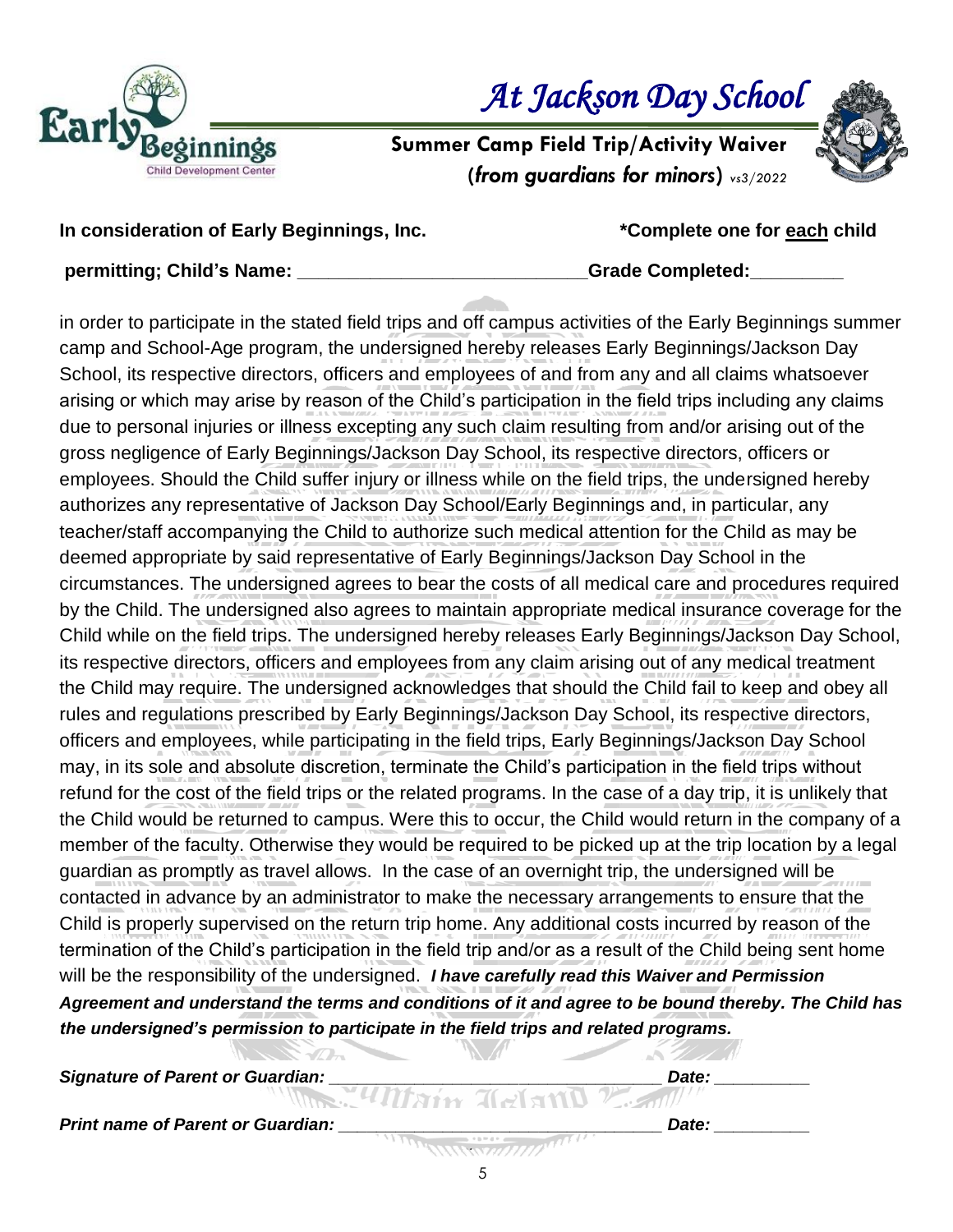# *At Jackson Day School*

**Summer Camp Field Trip/Activity Waiver**
**(*from guardians for minors*)** *vs3/2022*

**In consideration of Early Beginnings, Inc.** **\*Complete one for each child**

**permitting; Child's Name: \_\_\_\_\_\_\_\_\_\_\_\_\_\_\_\_\_\_\_\_\_\_\_\_\_\_\_\_Grade Completed:\_\_\_\_\_\_\_\_\_**

in order to participate in the stated field trips and off campus activities of the Early Beginnings summer camp and School-Age program, the undersigned hereby releases Early Beginnings/Jackson Day School, its respective directors, officers and employees of and from any and all claims whatsoever arising or which may arise by reason of the Child's participation in the field trips including any claims due to personal injuries or illness excepting any such claim resulting from and/or arising out of the gross negligence of Early Beginnings/Jackson Day School, its respective directors, officers or employees. Should the Child suffer injury or illness while on the field trips, the undersigned hereby authorizes any representative of Jackson Day School/Early Beginnings and, in particular, any teacher/staff accompanying the Child to authorize such medical attention for the Child as may be deemed appropriate by said representative of Early Beginnings/Jackson Day School in the circumstances. The undersigned agrees to bear the costs of all medical care and procedures required by the Child. The undersigned also agrees to maintain appropriate medical insurance coverage for the Child while on the field trips. The undersigned hereby releases Early Beginnings/Jackson Day School, its respective directors, officers and employees from any claim arising out of any medical treatment the Child may require. The undersigned acknowledges that should the Child fail to keep and obey all rules and regulations prescribed by Early Beginnings/Jackson Day School, its respective directors, officers and employees, while participating in the field trips, Early Beginnings/Jackson Day School may, in its sole and absolute discretion, terminate the Child's participation in the field trips without refund for the cost of the field trips or the related programs. In the case of a day trip, it is unlikely that the Child would be returned to campus. Were this to occur, the Child would return in the company of a member of the faculty. Otherwise they would be required to be picked up at the trip location by a legal guardian as promptly as travel allows. In the case of an overnight trip, the undersigned will be contacted in advance by an administrator to make the necessary arrangements to ensure that the Child is properly supervised on the return trip home. Any additional costs incurred by reason of the termination of the Child's participation in the field trip and/or as a result of the Child being sent home will be the responsibility of the undersigned. ***I have carefully read this Waiver and Permission Agreement and understand the terms and conditions of it and agree to be bound thereby. The Child has the undersigned's permission to participate in the field trips and related programs.***

***Signature of Parent or Guardian:*** \_\_\_\_\_\_\_\_\_\_\_\_\_\_\_\_\_\_\_\_\_\_\_\_\_\_\_\_\_\_\_\_\_\_\_ ***Date:*** \_\_\_\_\_\_\_\_\_\_

***Print name of Parent or Guardian:*** \_\_\_\_\_\_\_\_\_\_\_\_\_\_\_\_\_\_\_\_\_\_\_\_\_\_\_\_\_\_\_\_\_\_\_ ***Date:*** \_\_\_\_\_\_\_\_\_\_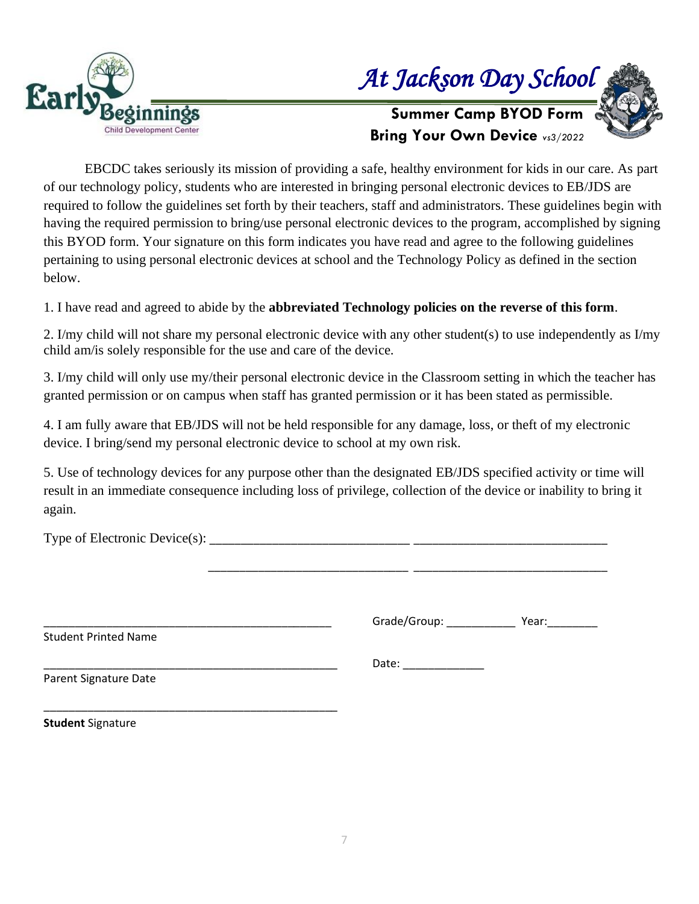# At Jackson Day School

**Summer Camp BYOD Form**

**Bring Your Own Device** *vs3/2022*

EBCDC takes seriously its mission of providing a safe, healthy environment for kids in our care. As part of our technology policy, students who are interested in bringing personal electronic devices to EB/JDS are required to follow the guidelines set forth by their teachers, staff and administrators. These guidelines begin with having the required permission to bring/use personal electronic devices to the program, accomplished by signing this BYOD form. Your signature on this form indicates you have read and agree to the following guidelines pertaining to using personal electronic devices at school and the Technology Policy as defined in the section below.

1. I have read and agreed to abide by the **abbreviated Technology policies on the reverse of this form**.

2. I/my child will not share my personal electronic device with any other student(s) to use independently as I/my child am/is solely responsible for the use and care of the device.

3. I/my child will only use my/their personal electronic device in the Classroom setting in which the teacher has granted permission or on campus when staff has granted permission or it has been stated as permissible.

4. I am fully aware that EB/JDS will not be held responsible for any damage, loss, or theft of my electronic device. I bring/send my personal electronic device to school at my own risk.

5. Use of technology devices for any purpose other than the designated EB/JDS specified activity or time will result in an immediate consequence including loss of privilege, collection of the device or inability to bring it again.

Type of Electronic Device(s): ____________________________ ____________________________

____________________________ ____________________________

_______________________________________________ Grade/Group: ___________ Year:________

Student Printed Name

_______________________________________________ Date: _____________

Parent Signature Date

_______________________________________________

**Student** Signature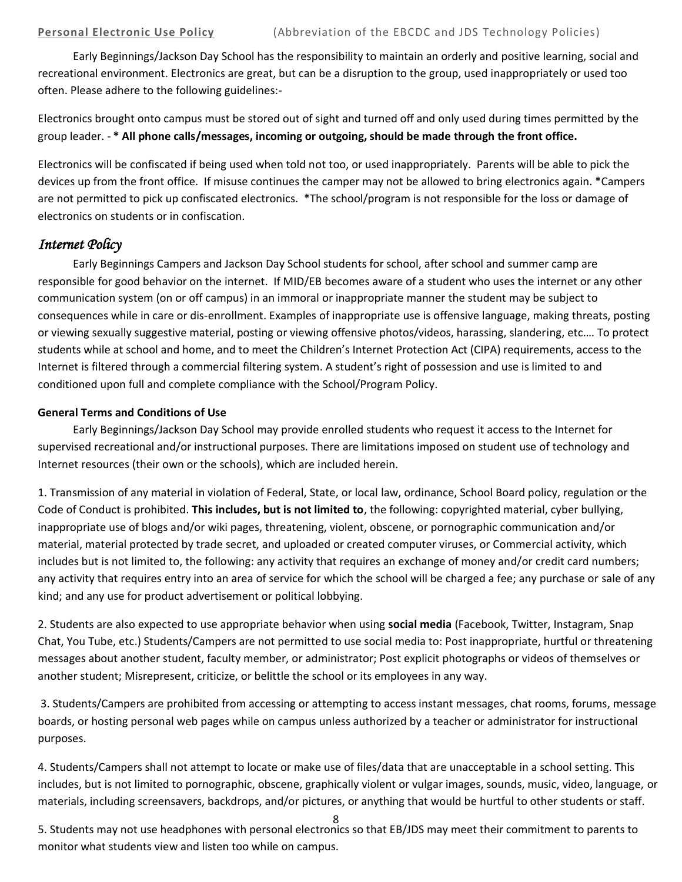**Personal Electronic Use Policy** (Abbreviation of the EBCDC and JDS Technology Policies)

Early Beginnings/Jackson Day School has the responsibility to maintain an orderly and positive learning, social and recreational environment. Electronics are great, but can be a disruption to the group, used inappropriately or used too often. Please adhere to the following guidelines:-

Electronics brought onto campus must be stored out of sight and turned off and only used during times permitted by the group leader. - **\* All phone calls/messages, incoming or outgoing, should be made through the front office.**

Electronics will be confiscated if being used when told not too, or used inappropriately. Parents will be able to pick the devices up from the front office. If misuse continues the camper may not be allowed to bring electronics again. *Campers are not permitted to pick up confiscated electronics. *The school/program is not responsible for the loss or damage of electronics on students or in confiscation.

## *Internet Policy*

Early Beginnings Campers and Jackson Day School students for school, after school and summer camp are responsible for good behavior on the internet. If MID/EB becomes aware of a student who uses the internet or any other communication system (on or off campus) in an immoral or inappropriate manner the student may be subject to consequences while in care or dis-enrollment. Examples of inappropriate use is offensive language, making threats, posting or viewing sexually suggestive material, posting or viewing offensive photos/videos, harassing, slandering, etc…. To protect students while at school and home, and to meet the Children's Internet Protection Act (CIPA) requirements, access to the Internet is filtered through a commercial filtering system. A student's right of possession and use is limited to and conditioned upon full and complete compliance with the School/Program Policy.

**General Terms and Conditions of Use**

Early Beginnings/Jackson Day School may provide enrolled students who request it access to the Internet for supervised recreational and/or instructional purposes. There are limitations imposed on student use of technology and Internet resources (their own or the schools), which are included herein.

1. Transmission of any material in violation of Federal, State, or local law, ordinance, School Board policy, regulation or the Code of Conduct is prohibited. **This includes, but is not limited to**, the following: copyrighted material, cyber bullying, inappropriate use of blogs and/or wiki pages, threatening, violent, obscene, or pornographic communication and/or material, material protected by trade secret, and uploaded or created computer viruses, or Commercial activity, which includes but is not limited to, the following: any activity that requires an exchange of money and/or credit card numbers; any activity that requires entry into an area of service for which the school will be charged a fee; any purchase or sale of any kind; and any use for product advertisement or political lobbying.

2. Students are also expected to use appropriate behavior when using **social media** (Facebook, Twitter, Instagram, Snap Chat, You Tube, etc.) Students/Campers are not permitted to use social media to: Post inappropriate, hurtful or threatening messages about another student, faculty member, or administrator; Post explicit photographs or videos of themselves or another student; Misrepresent, criticize, or belittle the school or its employees in any way.

3. Students/Campers are prohibited from accessing or attempting to access instant messages, chat rooms, forums, message boards, or hosting personal web pages while on campus unless authorized by a teacher or administrator for instructional purposes.

4. Students/Campers shall not attempt to locate or make use of files/data that are unacceptable in a school setting. This includes, but is not limited to pornographic, obscene, graphically violent or vulgar images, sounds, music, video, language, or materials, including screensavers, backdrops, and/or pictures, or anything that would be hurtful to other students or staff.

5. Students may not use headphones with personal electronics so that EB/JDS may meet their commitment to parents to monitor what students view and listen too while on campus.